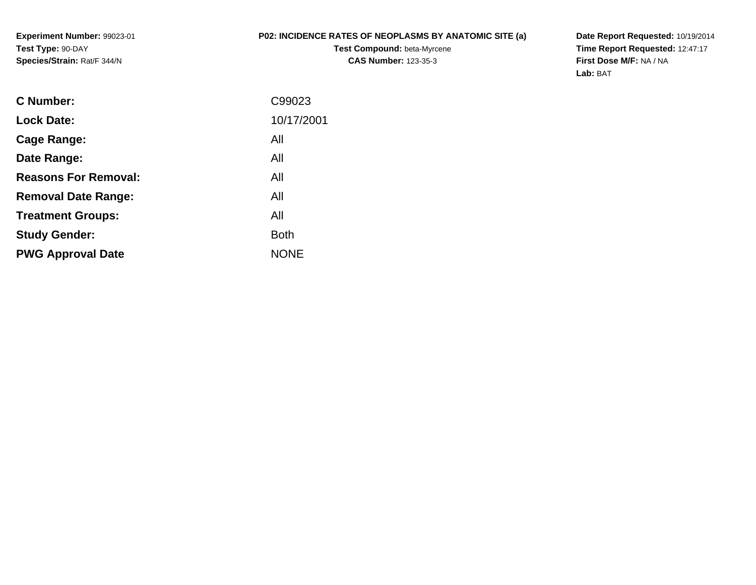**Experiment Number:** 99023-01
**Test Type:** 90-DAY
**Species/Strain:** Rat/F 344/N

**P02: INCIDENCE RATES OF NEOPLASMS BY ANATOMIC SITE (a)**
**Test Compound:** beta-Myrcene
**CAS Number:** 123-35-3

**Date Report Requested:** 10/19/2014
**Time Report Requested:** 12:47:17
**First Dose M/F:** NA / NA
**Lab:** BAT

| | |
|---|---|
| **C Number:** | C99023 |
| **Lock Date:** | 10/17/2001 |
| **Cage Range:** | All |
| **Date Range:** | All |
| **Reasons For Removal:** | All |
| **Removal Date Range:** | All |
| **Treatment Groups:** | All |
| **Study Gender:** | Both |
| **PWG Approval Date** | NONE |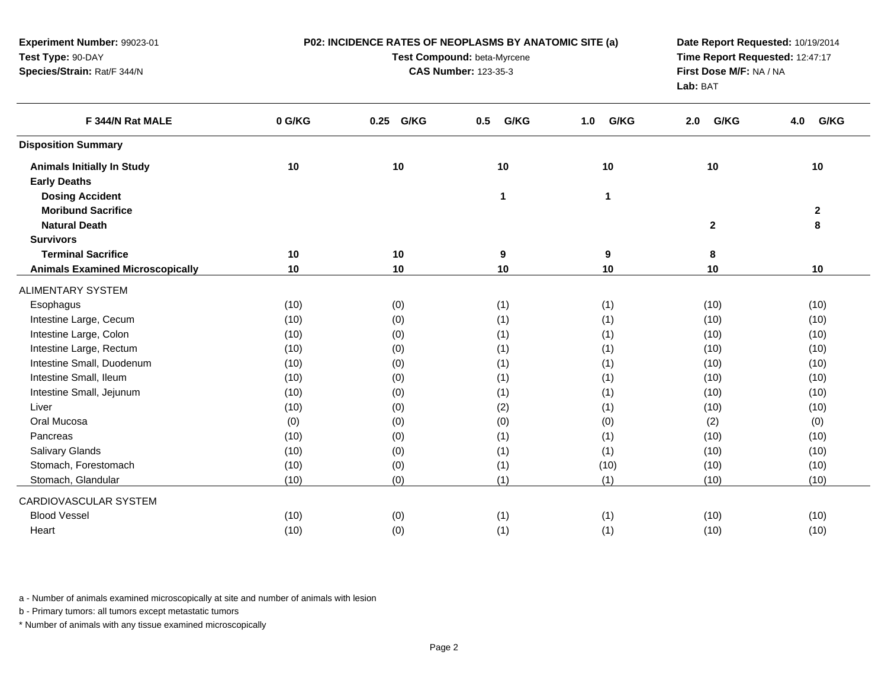**Experiment Number:** 99023-01
**Test Type:** 90-DAY
**Species/Strain:** Rat/F 344/N

**P02: INCIDENCE RATES OF NEOPLASMS BY ANATOMIC SITE (a)**
**Test Compound:** beta-Myrcene
**CAS Number:** 123-35-3

**Date Report Requested:** 10/19/2014
**Time Report Requested:** 12:47:17
**First Dose M/F:** NA / NA
**Lab:** BAT

| F 344/N Rat MALE | 0 G/KG | 0.25 G/KG | 0.5 G/KG | 1.0 G/KG | 2.0 G/KG | 4.0 G/KG |
|---|---|---|---|---|---|---|
| **Disposition Summary** | | | | | | |
| **Animals Initially In Study** | **10** | **10** | **10** | **10** | **10** | **10** |
| **Early Deaths** | | | | | | |
| **Dosing Accident** | | | **1** | **1** | | |
| **Moribund Sacrifice** | | | | | | **2** |
| **Natural Death** | | | | | **2** | **8** |
| **Survivors** | | | | | | |
| **Terminal Sacrifice** | **10** | **10** | **9** | **9** | **8** | |
| **Animals Examined Microscopically** | **10** | **10** | **10** | **10** | **10** | **10** |
| ALIMENTARY SYSTEM | | | | | | |
| Esophagus | (10) | (0) | (1) | (1) | (10) | (10) |
| Intestine Large, Cecum | (10) | (0) | (1) | (1) | (10) | (10) |
| Intestine Large, Colon | (10) | (0) | (1) | (1) | (10) | (10) |
| Intestine Large, Rectum | (10) | (0) | (1) | (1) | (10) | (10) |
| Intestine Small, Duodenum | (10) | (0) | (1) | (1) | (10) | (10) |
| Intestine Small, Ileum | (10) | (0) | (1) | (1) | (10) | (10) |
| Intestine Small, Jejunum | (10) | (0) | (1) | (1) | (10) | (10) |
| Liver | (10) | (0) | (2) | (1) | (10) | (10) |
| Oral Mucosa | (0) | (0) | (0) | (0) | (2) | (0) |
| Pancreas | (10) | (0) | (1) | (1) | (10) | (10) |
| Salivary Glands | (10) | (0) | (1) | (1) | (10) | (10) |
| Stomach, Forestomach | (10) | (0) | (1) | (10) | (10) | (10) |
| Stomach, Glandular | (10) | (0) | (1) | (1) | (10) | (10) |
| CARDIOVASCULAR SYSTEM | | | | | | |
| Blood Vessel | (10) | (0) | (1) | (1) | (10) | (10) |
| Heart | (10) | (0) | (1) | (1) | (10) | (10) |

a - Number of animals examined microscopically at site and number of animals with lesion

b - Primary tumors: all tumors except metastatic tumors

* Number of animals with any tissue examined microscopically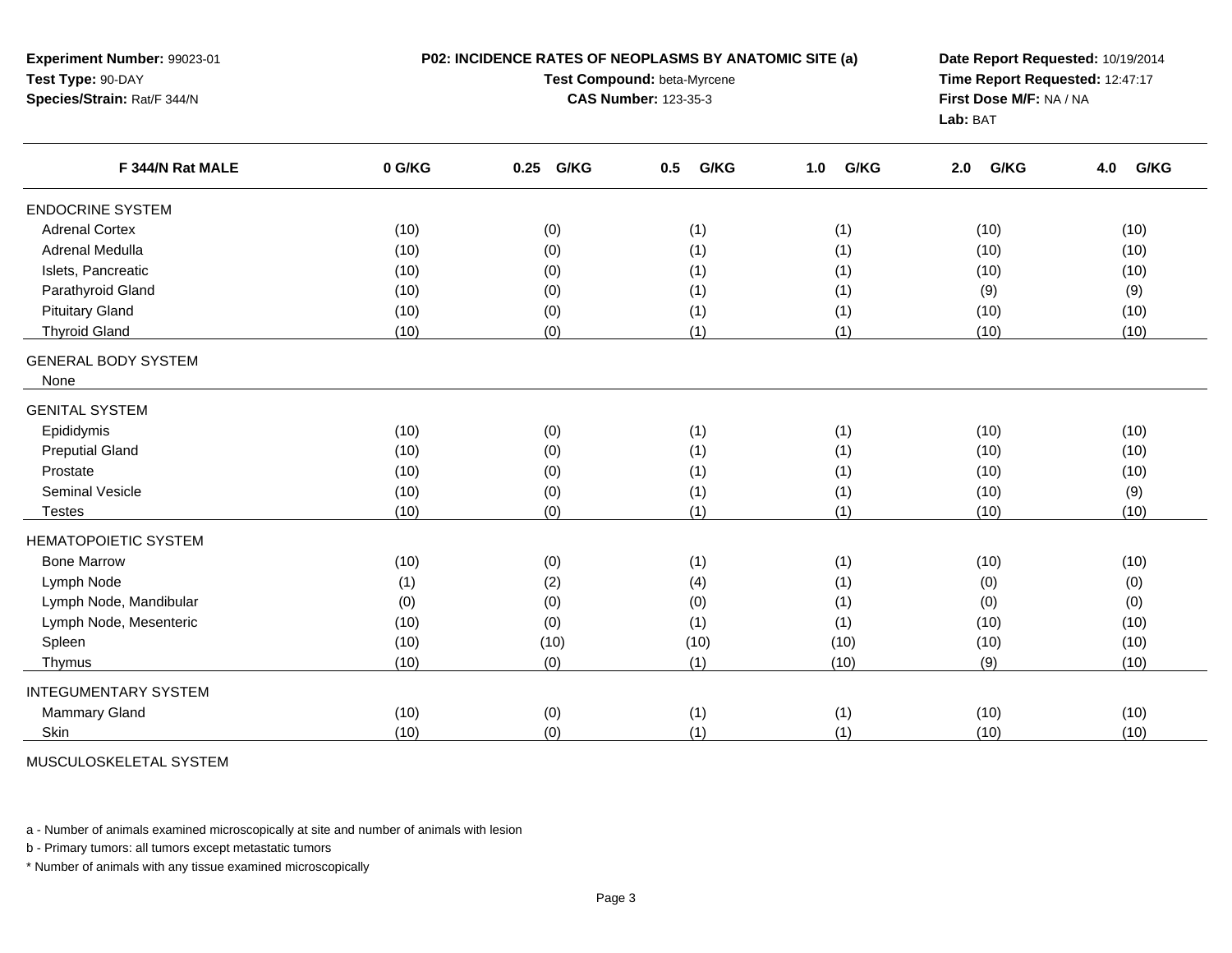**Experiment Number:** 99023-01
**Test Type:** 90-DAY
**Species/Strain:** Rat/F 344/N

**P02: INCIDENCE RATES OF NEOPLASMS BY ANATOMIC SITE (a)**
**Test Compound:** beta-Myrcene
**CAS Number:** 123-35-3

**Date Report Requested:** 10/19/2014
**Time Report Requested:** 12:47:17
**First Dose M/F:** NA / NA
**Lab:** BAT

| F 344/N Rat MALE | 0 G/KG | 0.25 G/KG | 0.5 G/KG | 1.0 G/KG | 2.0 G/KG | 4.0 G/KG |
|---|---|---|---|---|---|---|
| ENDOCRINE SYSTEM | | | | | | |
| Adrenal Cortex | (10) | (0) | (1) | (1) | (10) | (10) |
| Adrenal Medulla | (10) | (0) | (1) | (1) | (10) | (10) |
| Islets, Pancreatic | (10) | (0) | (1) | (1) | (10) | (10) |
| Parathyroid Gland | (10) | (0) | (1) | (1) | (9) | (9) |
| Pituitary Gland | (10) | (0) | (1) | (1) | (10) | (10) |
| Thyroid Gland | (10) | (0) | (1) | (1) | (10) | (10) |
| GENERAL BODY SYSTEM | | | | | | |
| None | | | | | | |
| GENITAL SYSTEM | | | | | | |
| Epididymis | (10) | (0) | (1) | (1) | (10) | (10) |
| Preputial Gland | (10) | (0) | (1) | (1) | (10) | (10) |
| Prostate | (10) | (0) | (1) | (1) | (10) | (10) |
| Seminal Vesicle | (10) | (0) | (1) | (1) | (10) | (9) |
| Testes | (10) | (0) | (1) | (1) | (10) | (10) |
| HEMATOPOIETIC SYSTEM | | | | | | |
| Bone Marrow | (10) | (0) | (1) | (1) | (10) | (10) |
| Lymph Node | (1) | (2) | (4) | (1) | (0) | (0) |
| Lymph Node, Mandibular | (0) | (0) | (0) | (1) | (0) | (0) |
| Lymph Node, Mesenteric | (10) | (0) | (1) | (1) | (10) | (10) |
| Spleen | (10) | (10) | (10) | (10) | (10) | (10) |
| Thymus | (10) | (0) | (1) | (10) | (9) | (10) |
| INTEGUMENTARY SYSTEM | | | | | | |
| Mammary Gland | (10) | (0) | (1) | (1) | (10) | (10) |
| Skin | (10) | (0) | (1) | (1) | (10) | (10) |
| MUSCULOSKELETAL SYSTEM | | | | | | |

a - Number of animals examined microscopically at site and number of animals with lesion

b - Primary tumors: all tumors except metastatic tumors

* Number of animals with any tissue examined microscopically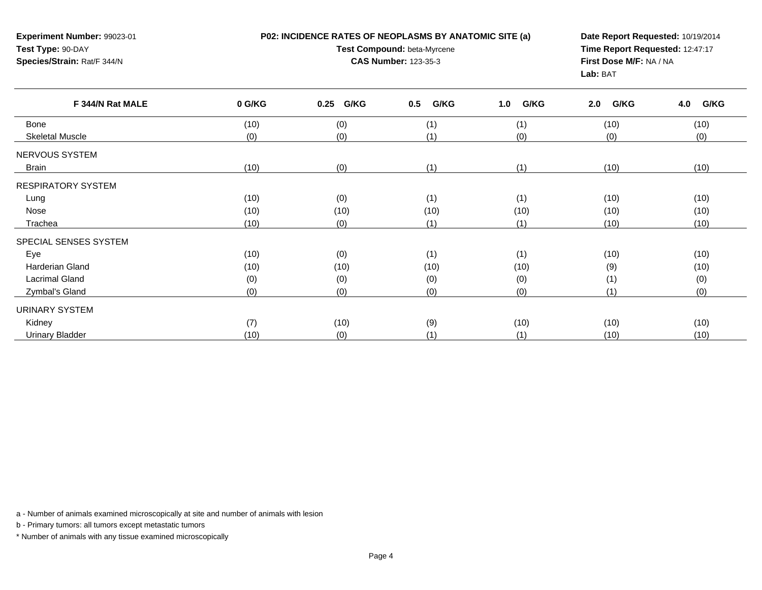**Experiment Number:** 99023-01
**Test Type:** 90-DAY
**Species/Strain:** Rat/F 344/N

**P02: INCIDENCE RATES OF NEOPLASMS BY ANATOMIC SITE (a)**
**Test Compound:** beta-Myrcene
**CAS Number:** 123-35-3

**Date Report Requested:** 10/19/2014
**Time Report Requested:** 12:47:17
**First Dose M/F:** NA / NA
**Lab:** BAT

| F 344/N Rat MALE | 0 G/KG | 0.25 G/KG | 0.5 G/KG | 1.0 G/KG | 2.0 G/KG | 4.0 G/KG |
|---|---|---|---|---|---|---|
| Bone | (10) | (0) | (1) | (1) | (10) | (10) |
| Skeletal Muscle | (0) | (0) | (1) | (0) | (0) | (0) |
| NERVOUS SYSTEM | | | | | | |
| Brain | (10) | (0) | (1) | (1) | (10) | (10) |
| RESPIRATORY SYSTEM | | | | | | |
| Lung | (10) | (0) | (1) | (1) | (10) | (10) |
| Nose | (10) | (10) | (10) | (10) | (10) | (10) |
| Trachea | (10) | (0) | (1) | (1) | (10) | (10) |
| SPECIAL SENSES SYSTEM | | | | | | |
| Eye | (10) | (0) | (1) | (1) | (10) | (10) |
| Harderian Gland | (10) | (10) | (10) | (10) | (9) | (10) |
| Lacrimal Gland | (0) | (0) | (0) | (0) | (1) | (0) |
| Zymbal's Gland | (0) | (0) | (0) | (0) | (1) | (0) |
| URINARY SYSTEM | | | | | | |
| Kidney | (7) | (10) | (9) | (10) | (10) | (10) |
| Urinary Bladder | (10) | (0) | (1) | (1) | (10) | (10) |

a - Number of animals examined microscopically at site and number of animals with lesion

b - Primary tumors: all tumors except metastatic tumors

* Number of animals with any tissue examined microscopically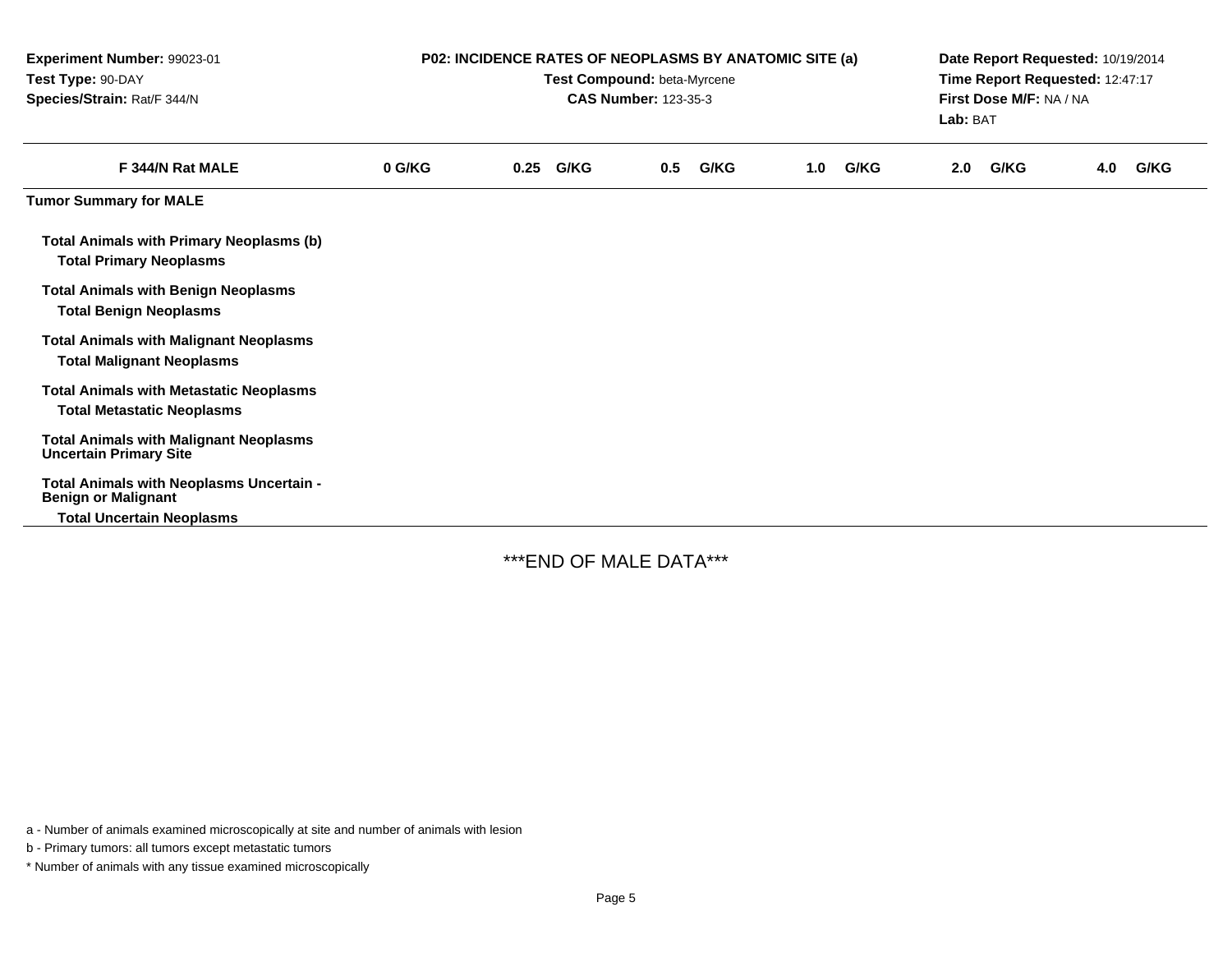**Experiment Number:** 99023-01
**Test Type:** 90-DAY
**Species/Strain:** Rat/F 344/N

**P02: INCIDENCE RATES OF NEOPLASMS BY ANATOMIC SITE (a)**
**Test Compound:** beta-Myrcene
**CAS Number:** 123-35-3

**Date Report Requested:** 10/19/2014
**Time Report Requested:** 12:47:17
**First Dose M/F:** NA / NA
**Lab:** BAT

| F 344/N Rat MALE | 0 G/KG | 0.25 G/KG | 0.5 G/KG | 1.0 G/KG | 2.0 G/KG | 4.0 G/KG |
|---|---|---|---|---|---|---|
| **Tumor Summary for MALE** | | | | | | |
| **Total Animals with Primary Neoplasms (b)** | | | | | | |
| **Total Primary Neoplasms** | | | | | | |
| **Total Animals with Benign Neoplasms** | | | | | | |
| **Total Benign Neoplasms** | | | | | | |
| **Total Animals with Malignant Neoplasms** | | | | | | |
| **Total Malignant Neoplasms** | | | | | | |
| **Total Animals with Metastatic Neoplasms** | | | | | | |
| **Total Metastatic Neoplasms** | | | | | | |
| **Total Animals with Malignant Neoplasms Uncertain Primary Site** | | | | | | |
| **Total Animals with Neoplasms Uncertain - Benign or Malignant** | | | | | | |
| **Total Uncertain Neoplasms** | | | | | | |

***END OF MALE DATA***

a - Number of animals examined microscopically at site and number of animals with lesion

b - Primary tumors: all tumors except metastatic tumors

* Number of animals with any tissue examined microscopically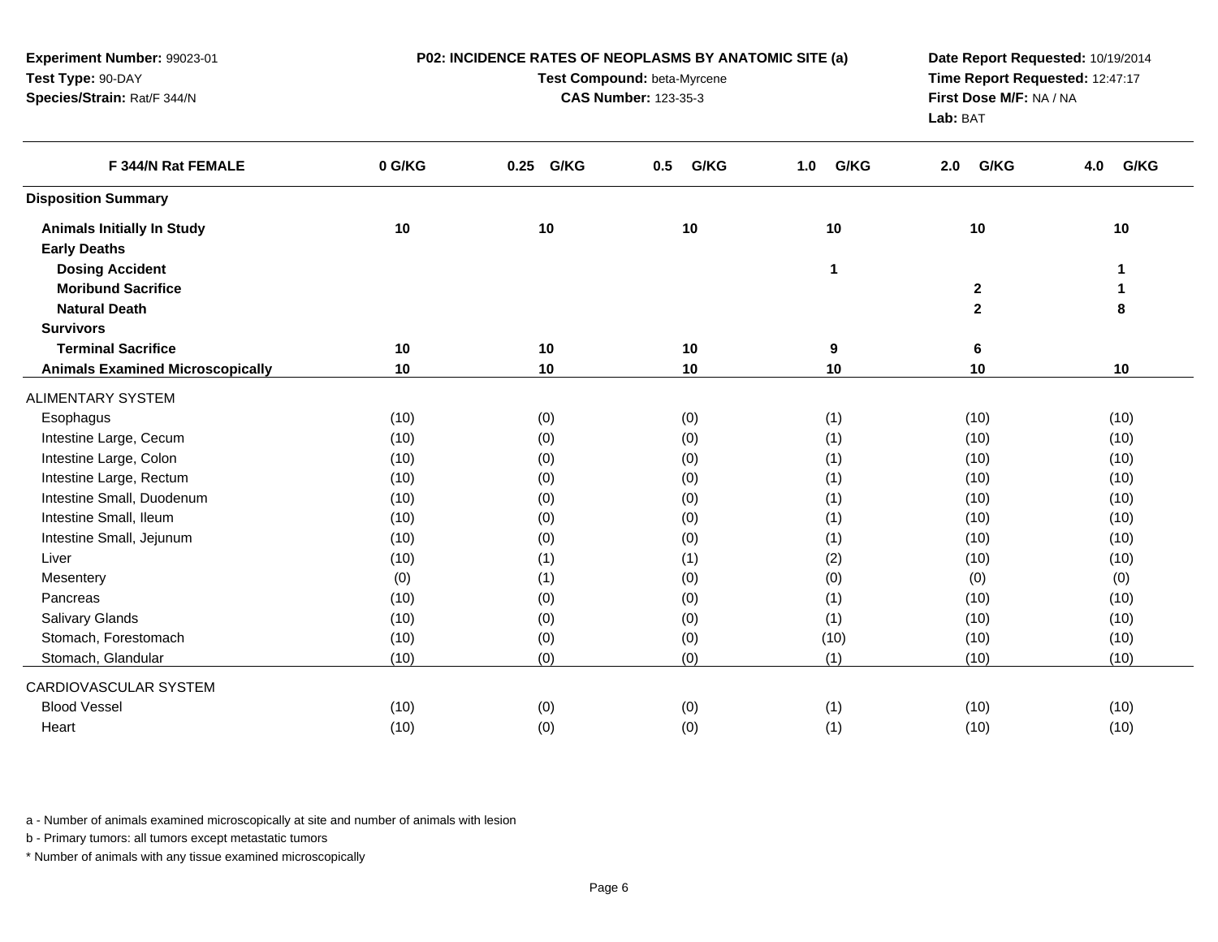**Experiment Number:** 99023-01
**Test Type:** 90-DAY
**Species/Strain:** Rat/F 344/N

**P02: INCIDENCE RATES OF NEOPLASMS BY ANATOMIC SITE (a)**
**Test Compound:** beta-Myrcene
**CAS Number:** 123-35-3

**Date Report Requested:** 10/19/2014
**Time Report Requested:** 12:47:17
**First Dose M/F:** NA / NA
**Lab:** BAT

| F 344/N Rat FEMALE | 0 G/KG | 0.25 G/KG | 0.5 G/KG | 1.0 G/KG | 2.0 G/KG | 4.0 G/KG |
|---|---|---|---|---|---|---|
| **Disposition Summary** | | | | | | |
| **Animals Initially In Study** | 10 | 10 | 10 | 10 | 10 | 10 |
| **Early Deaths** | | | | | | |
| **Dosing Accident** | | | | 1 | | 1 |
| **Moribund Sacrifice** | | | | | 2 | 1 |
| **Natural Death** | | | | | 2 | 8 |
| **Survivors** | | | | | | |
| **Terminal Sacrifice** | 10 | 10 | 10 | 9 | 6 | |
| **Animals Examined Microscopically** | 10 | 10 | 10 | 10 | 10 | 10 |
| ALIMENTARY SYSTEM | | | | | | |
| Esophagus | (10) | (0) | (0) | (1) | (10) | (10) |
| Intestine Large, Cecum | (10) | (0) | (0) | (1) | (10) | (10) |
| Intestine Large, Colon | (10) | (0) | (0) | (1) | (10) | (10) |
| Intestine Large, Rectum | (10) | (0) | (0) | (1) | (10) | (10) |
| Intestine Small, Duodenum | (10) | (0) | (0) | (1) | (10) | (10) |
| Intestine Small, Ileum | (10) | (0) | (0) | (1) | (10) | (10) |
| Intestine Small, Jejunum | (10) | (0) | (0) | (1) | (10) | (10) |
| Liver | (10) | (1) | (1) | (2) | (10) | (10) |
| Mesentery | (0) | (1) | (0) | (0) | (0) | (0) |
| Pancreas | (10) | (0) | (0) | (1) | (10) | (10) |
| Salivary Glands | (10) | (0) | (0) | (1) | (10) | (10) |
| Stomach, Forestomach | (10) | (0) | (0) | (10) | (10) | (10) |
| Stomach, Glandular | (10) | (0) | (0) | (1) | (10) | (10) |
| CARDIOVASCULAR SYSTEM | | | | | | |
| Blood Vessel | (10) | (0) | (0) | (1) | (10) | (10) |
| Heart | (10) | (0) | (0) | (1) | (10) | (10) |

a - Number of animals examined microscopically at site and number of animals with lesion

b - Primary tumors: all tumors except metastatic tumors

* Number of animals with any tissue examined microscopically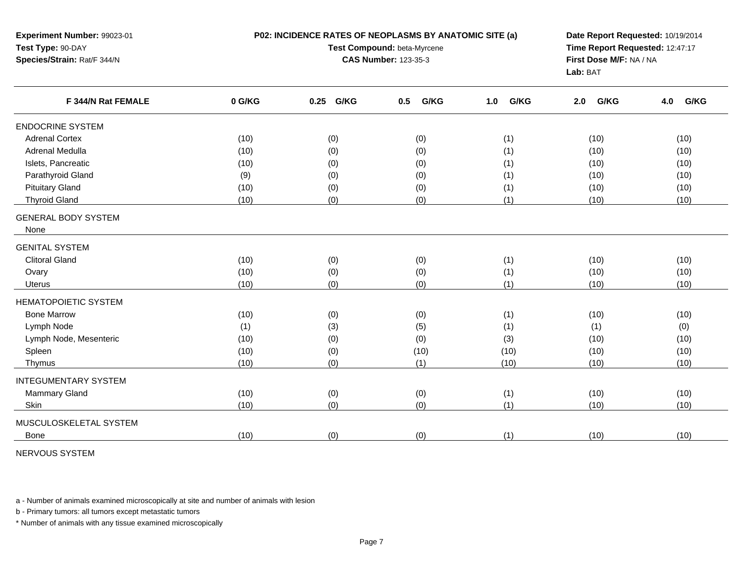**Experiment Number:** 99023-01
**Test Type:** 90-DAY
**Species/Strain:** Rat/F 344/N

**P02: INCIDENCE RATES OF NEOPLASMS BY ANATOMIC SITE (a)**
**Test Compound:** beta-Myrcene
**CAS Number:** 123-35-3

**Date Report Requested:** 10/19/2014
**Time Report Requested:** 12:47:17
**First Dose M/F:** NA / NA
**Lab:** BAT

| F 344/N Rat FEMALE | 0 G/KG | 0.25 G/KG | 0.5 G/KG | 1.0 G/KG | 2.0 G/KG | 4.0 G/KG |
|---|---|---|---|---|---|---|
| ENDOCRINE SYSTEM | | | | | | |
| Adrenal Cortex | (10) | (0) | (0) | (1) | (10) | (10) |
| Adrenal Medulla | (10) | (0) | (0) | (1) | (10) | (10) |
| Islets, Pancreatic | (10) | (0) | (0) | (1) | (10) | (10) |
| Parathyroid Gland | (9) | (0) | (0) | (1) | (10) | (10) |
| Pituitary Gland | (10) | (0) | (0) | (1) | (10) | (10) |
| Thyroid Gland | (10) | (0) | (0) | (1) | (10) | (10) |
| GENERAL BODY SYSTEM | | | | | | |
| None | | | | | | |
| GENITAL SYSTEM | | | | | | |
| Clitoral Gland | (10) | (0) | (0) | (1) | (10) | (10) |
| Ovary | (10) | (0) | (0) | (1) | (10) | (10) |
| Uterus | (10) | (0) | (0) | (1) | (10) | (10) |
| HEMATOPOIETIC SYSTEM | | | | | | |
| Bone Marrow | (10) | (0) | (0) | (1) | (10) | (10) |
| Lymph Node | (1) | (3) | (5) | (1) | (1) | (0) |
| Lymph Node, Mesenteric | (10) | (0) | (0) | (3) | (10) | (10) |
| Spleen | (10) | (0) | (10) | (10) | (10) | (10) |
| Thymus | (10) | (0) | (1) | (10) | (10) | (10) |
| INTEGUMENTARY SYSTEM | | | | | | |
| Mammary Gland | (10) | (0) | (0) | (1) | (10) | (10) |
| Skin | (10) | (0) | (0) | (1) | (10) | (10) |
| MUSCULOSKELETAL SYSTEM | | | | | | |
| Bone | (10) | (0) | (0) | (1) | (10) | (10) |
| NERVOUS SYSTEM | | | | | | |

a - Number of animals examined microscopically at site and number of animals with lesion

b - Primary tumors: all tumors except metastatic tumors

* Number of animals with any tissue examined microscopically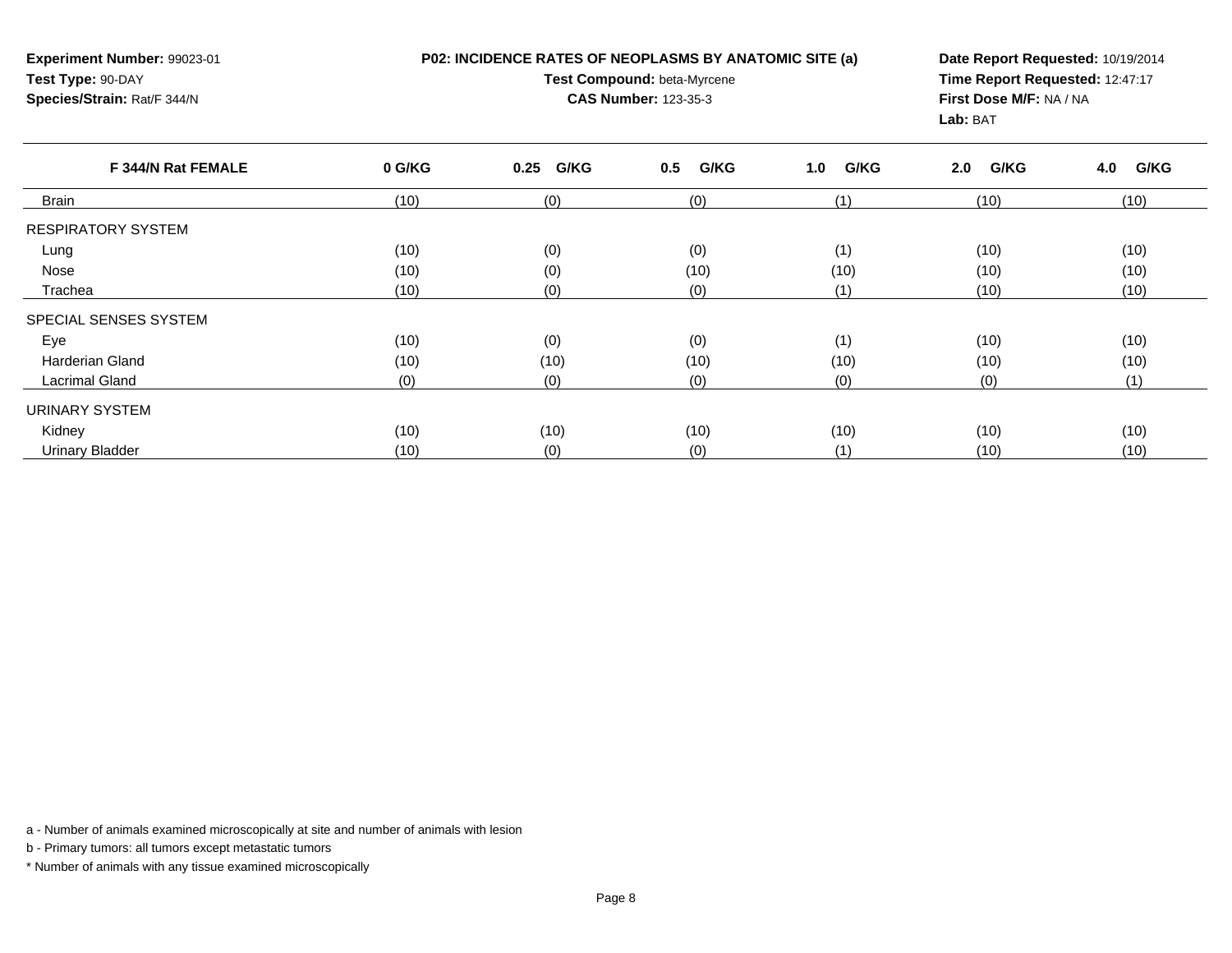**Experiment Number:** 99023-01
**Test Type:** 90-DAY
**Species/Strain:** Rat/F 344/N

**P02: INCIDENCE RATES OF NEOPLASMS BY ANATOMIC SITE (a)**
**Test Compound:** beta-Myrcene
**CAS Number:** 123-35-3

**Date Report Requested:** 10/19/2014
**Time Report Requested:** 12:47:17
**First Dose M/F:** NA / NA
**Lab:** BAT

| F 344/N Rat FEMALE | 0 G/KG | 0.25 G/KG | 0.5 G/KG | 1.0 G/KG | 2.0 G/KG | 4.0 G/KG |
|---|---|---|---|---|---|---|
| Brain | (10) | (0) | (0) | (1) | (10) | (10) |
| RESPIRATORY SYSTEM | | | | | | |
| Lung | (10) | (0) | (0) | (1) | (10) | (10) |
| Nose | (10) | (0) | (10) | (10) | (10) | (10) |
| Trachea | (10) | (0) | (0) | (1) | (10) | (10) |
| SPECIAL SENSES SYSTEM | | | | | | |
| Eye | (10) | (0) | (0) | (1) | (10) | (10) |
| Harderian Gland | (10) | (10) | (10) | (10) | (10) | (10) |
| Lacrimal Gland | (0) | (0) | (0) | (0) | (0) | (1) |
| URINARY SYSTEM | | | | | | |
| Kidney | (10) | (10) | (10) | (10) | (10) | (10) |
| Urinary Bladder | (10) | (0) | (0) | (1) | (10) | (10) |

a - Number of animals examined microscopically at site and number of animals with lesion

b - Primary tumors: all tumors except metastatic tumors

* Number of animals with any tissue examined microscopically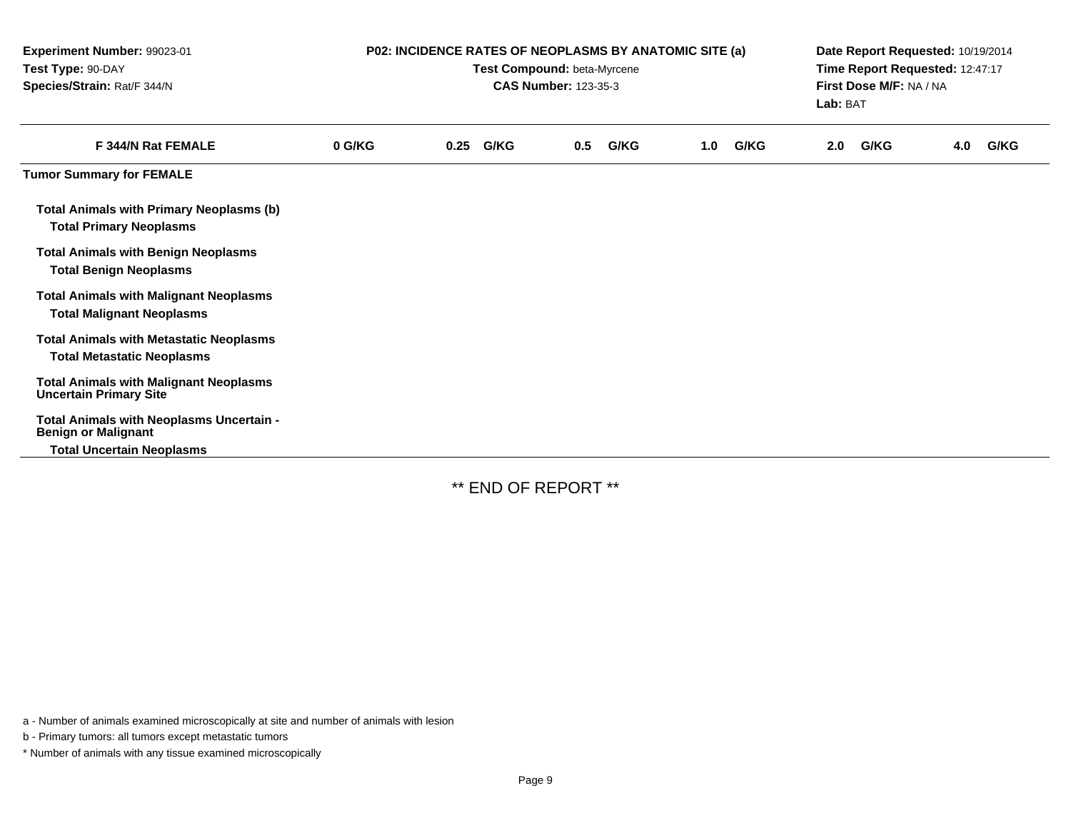| Experiment Number: 99023-01 | P02: INCIDENCE RATES OF NEOPLASMS BY ANATOMIC SITE (a) | Date Report Requested: 10/19/2014 |
|---|---|---|
| Test Type: 90-DAY | Test Compound: beta-Myrcene | Time Report Requested: 12:47:17 |
| Species/Strain: Rat/F 344/N | CAS Number: 123-35-3 | First Dose M/F: NA / NA |
| | | Lab: BAT |

| F 344/N Rat FEMALE | 0 G/KG | 0.25 G/KG | 0.5 G/KG | 1.0 G/KG | 2.0 G/KG | 4.0 G/KG |
|---|---|---|---|---|---|---|
| **Tumor Summary for FEMALE** | | | | | | |
| **Total Animals with Primary Neoplasms (b)** | | | | | | |
| **Total Primary Neoplasms** | | | | | | |
| **Total Animals with Benign Neoplasms** | | | | | | |
| **Total Benign Neoplasms** | | | | | | |
| **Total Animals with Malignant Neoplasms** | | | | | | |
| **Total Malignant Neoplasms** | | | | | | |
| **Total Animals with Metastatic Neoplasms** | | | | | | |
| **Total Metastatic Neoplasms** | | | | | | |
| **Total Animals with Malignant Neoplasms Uncertain Primary Site** | | | | | | |
| **Total Animals with Neoplasms Uncertain - Benign or Malignant** | | | | | | |
| **Total Uncertain Neoplasms** | | | | | | |

** END OF REPORT **

a - Number of animals examined microscopically at site and number of animals with lesion

b - Primary tumors: all tumors except metastatic tumors

* Number of animals with any tissue examined microscopically